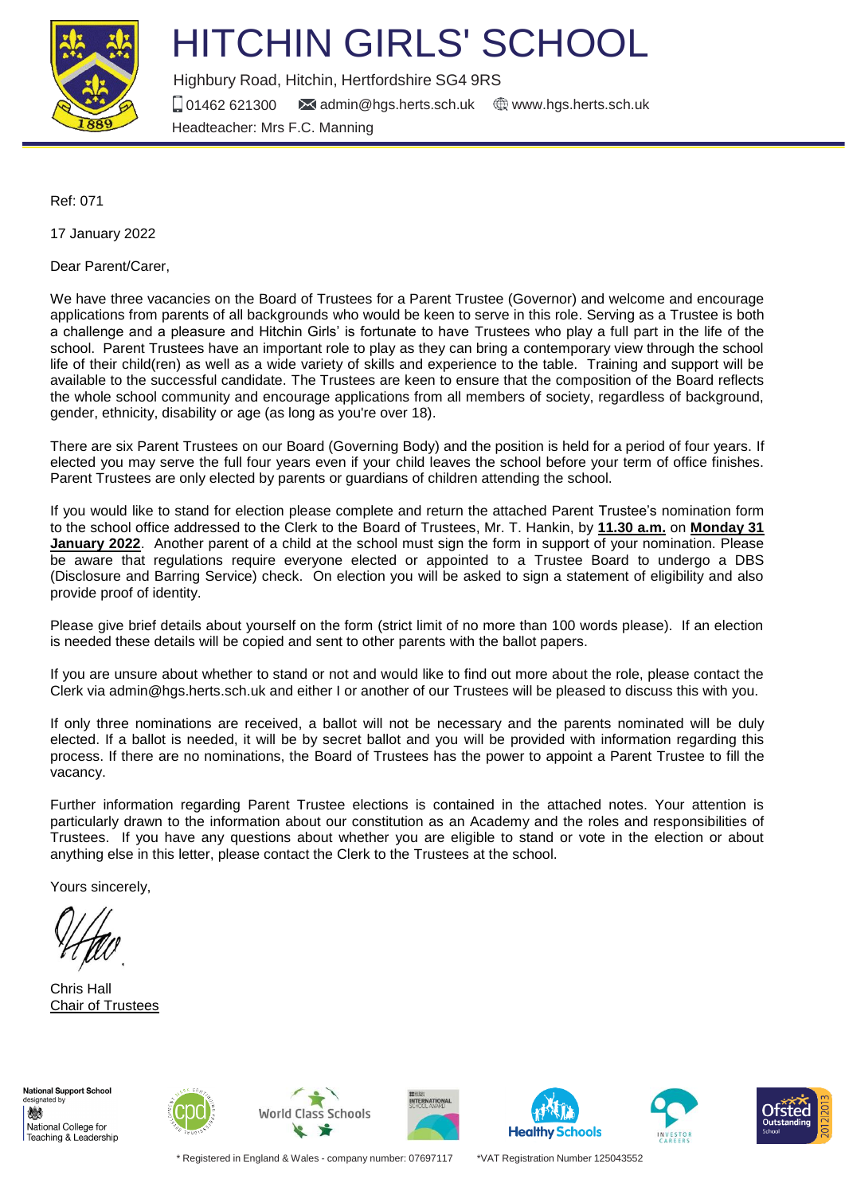# HITCHIN GIRLS' SCHOOL

Highbury Road, Hitchin, Hertfordshire SG4 9RS

01462 621300 admin@hgs.herts.sch.uk www.hgs.herts.sch.uk

Headteacher: Mrs F.C. Manning

Ref: 071

17 January 2022

Dear Parent/Carer,

We have three vacancies on the Board of Trustees for a Parent Trustee (Governor) and welcome and encourage applications from parents of all backgrounds who would be keen to serve in this role. Serving as a Trustee is both a challenge and a pleasure and Hitchin Girls' is fortunate to have Trustees who play a full part in the life of the school. Parent Trustees have an important role to play as they can bring a contemporary view through the school life of their child(ren) as well as a wide variety of skills and experience to the table. Training and support will be available to the successful candidate. The Trustees are keen to ensure that the composition of the Board reflects the whole school community and encourage applications from all members of society, regardless of background, gender, ethnicity, disability or age (as long as you're over 18).

There are six Parent Trustees on our Board (Governing Body) and the position is held for a period of four years. If elected you may serve the full four years even if your child leaves the school before your term of office finishes. Parent Trustees are only elected by parents or guardians of children attending the school.

If you would like to stand for election please complete and return the attached Parent Trustee's nomination form to the school office addressed to the Clerk to the Board of Trustees, Mr. T. Hankin, by **11.30 a.m.** on **Monday 31 January 2022**. Another parent of a child at the school must sign the form in support of your nomination. Please be aware that regulations require everyone elected or appointed to a Trustee Board to undergo a DBS (Disclosure and Barring Service) check. On election you will be asked to sign a statement of eligibility and also provide proof of identity.

Please give brief details about yourself on the form (strict limit of no more than 100 words please). If an election is needed these details will be copied and sent to other parents with the ballot papers.

If you are unsure about whether to stand or not and would like to find out more about the role, please contact the Clerk via admin@hgs.herts.sch.uk and either I or another of our Trustees will be pleased to discuss this with you.

If only three nominations are received, a ballot will not be necessary and the parents nominated will be duly elected. If a ballot is needed, it will be by secret ballot and you will be provided with information regarding this process. If there are no nominations, the Board of Trustees has the power to appoint a Parent Trustee to fill the vacancy.

Further information regarding Parent Trustee elections is contained in the attached notes. Your attention is particularly drawn to the information about our constitution as an Academy and the roles and responsibilities of Trustees. If you have any questions about whether you are eligible to stand or vote in the election or about anything else in this letter, please contact the Clerk to the Trustees at the school.

Yours sincerely,

Chris Hall
Chair of Trustees

National Support School designated by National College for Teaching & Leadership

\* Registered in England & Wales - company number: 07697117 \*VAT Registration Number 125043552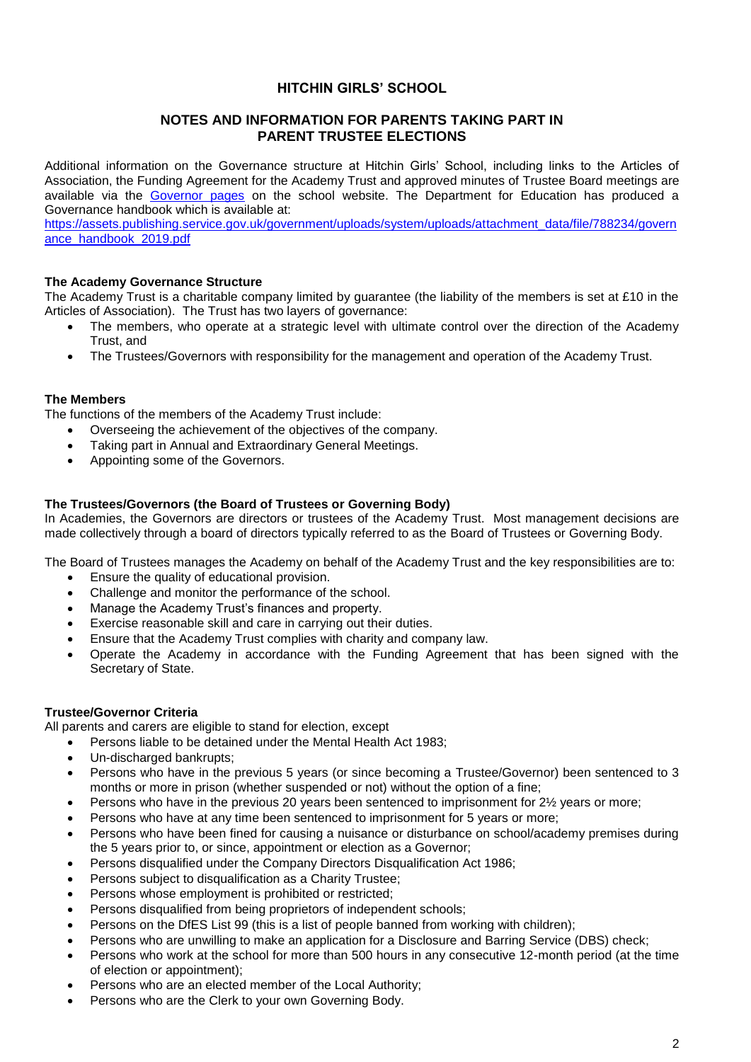# HITCHIN GIRLS' SCHOOL

## NOTES AND INFORMATION FOR PARENTS TAKING PART IN PARENT TRUSTEE ELECTIONS

Additional information on the Governance structure at Hitchin Girls' School, including links to the Articles of Association, the Funding Agreement for the Academy Trust and approved minutes of Trustee Board meetings are available via the [Governor pages](#) on the school website. The Department for Education has produced a Governance handbook which is available at:
[https://assets.publishing.service.gov.uk/government/uploads/system/uploads/attachment_data/file/788234/governance_handbook_2019.pdf](https://assets.publishing.service.gov.uk/government/uploads/system/uploads/attachment_data/file/788234/governance_handbook_2019.pdf)

**The Academy Governance Structure**

The Academy Trust is a charitable company limited by guarantee (the liability of the members is set at £10 in the Articles of Association). The Trust has two layers of governance:

- The members, who operate at a strategic level with ultimate control over the direction of the Academy Trust, and
- The Trustees/Governors with responsibility for the management and operation of the Academy Trust.

**The Members**

The functions of the members of the Academy Trust include:

- Overseeing the achievement of the objectives of the company.
- Taking part in Annual and Extraordinary General Meetings.
- Appointing some of the Governors.

**The Trustees/Governors (the Board of Trustees or Governing Body)**

In Academies, the Governors are directors or trustees of the Academy Trust. Most management decisions are made collectively through a board of directors typically referred to as the Board of Trustees or Governing Body.

The Board of Trustees manages the Academy on behalf of the Academy Trust and the key responsibilities are to:

- Ensure the quality of educational provision.
- Challenge and monitor the performance of the school.
- Manage the Academy Trust's finances and property.
- Exercise reasonable skill and care in carrying out their duties.
- Ensure that the Academy Trust complies with charity and company law.
- Operate the Academy in accordance with the Funding Agreement that has been signed with the Secretary of State.

**Trustee/Governor Criteria**

All parents and carers are eligible to stand for election, except

- Persons liable to be detained under the Mental Health Act 1983;
- Un-discharged bankrupts;
- Persons who have in the previous 5 years (or since becoming a Trustee/Governor) been sentenced to 3 months or more in prison (whether suspended or not) without the option of a fine;
- Persons who have in the previous 20 years been sentenced to imprisonment for 2½ years or more;
- Persons who have at any time been sentenced to imprisonment for 5 years or more;
- Persons who have been fined for causing a nuisance or disturbance on school/academy premises during the 5 years prior to, or since, appointment or election as a Governor;
- Persons disqualified under the Company Directors Disqualification Act 1986;
- Persons subject to disqualification as a Charity Trustee;
- Persons whose employment is prohibited or restricted;
- Persons disqualified from being proprietors of independent schools;
- Persons on the DfES List 99 (this is a list of people banned from working with children);
- Persons who are unwilling to make an application for a Disclosure and Barring Service (DBS) check;
- Persons who work at the school for more than 500 hours in any consecutive 12-month period (at the time of election or appointment);
- Persons who are an elected member of the Local Authority;
- Persons who are the Clerk to your own Governing Body.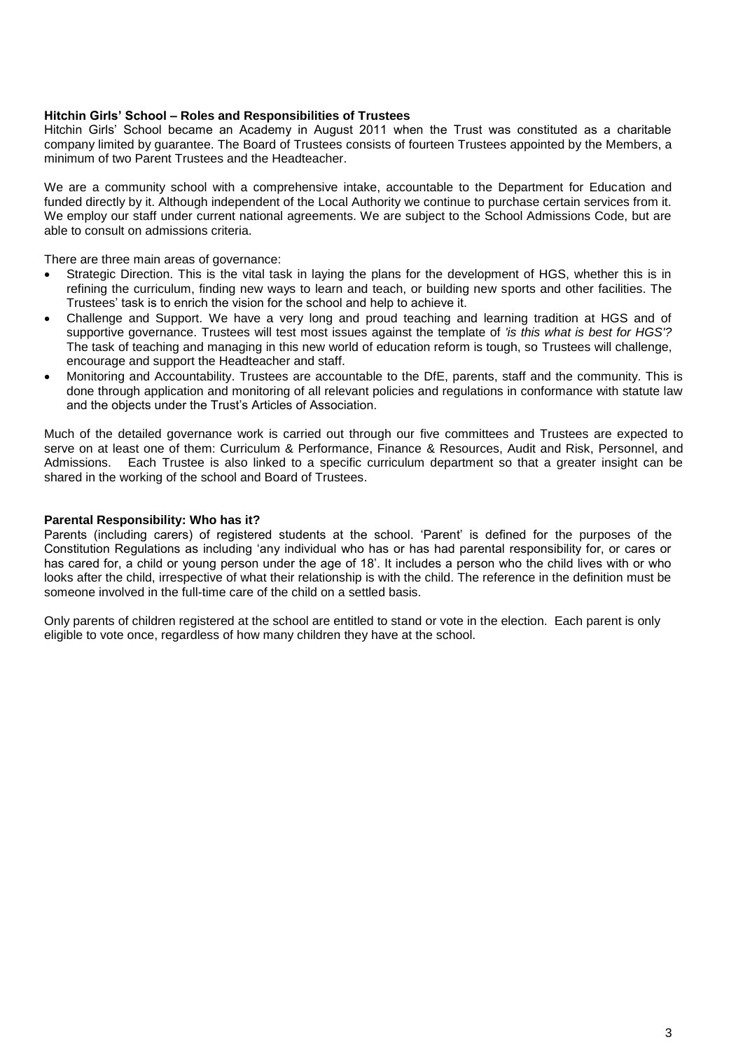**Hitchin Girls' School – Roles and Responsibilities of Trustees**

Hitchin Girls' School became an Academy in August 2011 when the Trust was constituted as a charitable company limited by guarantee. The Board of Trustees consists of fourteen Trustees appointed by the Members, a minimum of two Parent Trustees and the Headteacher.

We are a community school with a comprehensive intake, accountable to the Department for Education and funded directly by it. Although independent of the Local Authority we continue to purchase certain services from it. We employ our staff under current national agreements. We are subject to the School Admissions Code, but are able to consult on admissions criteria.

There are three main areas of governance:

- Strategic Direction. This is the vital task in laying the plans for the development of HGS, whether this is in refining the curriculum, finding new ways to learn and teach, or building new sports and other facilities. The Trustees' task is to enrich the vision for the school and help to achieve it.
- Challenge and Support. We have a very long and proud teaching and learning tradition at HGS and of supportive governance. Trustees will test most issues against the template of *'is this what is best for HGS'?* The task of teaching and managing in this new world of education reform is tough, so Trustees will challenge, encourage and support the Headteacher and staff.
- Monitoring and Accountability. Trustees are accountable to the DfE, parents, staff and the community. This is done through application and monitoring of all relevant policies and regulations in conformance with statute law and the objects under the Trust's Articles of Association.

Much of the detailed governance work is carried out through our five committees and Trustees are expected to serve on at least one of them: Curriculum & Performance, Finance & Resources, Audit and Risk, Personnel, and Admissions. Each Trustee is also linked to a specific curriculum department so that a greater insight can be shared in the working of the school and Board of Trustees.

**Parental Responsibility: Who has it?**

Parents (including carers) of registered students at the school. 'Parent' is defined for the purposes of the Constitution Regulations as including 'any individual who has or has had parental responsibility for, or cares or has cared for, a child or young person under the age of 18'. It includes a person who the child lives with or who looks after the child, irrespective of what their relationship is with the child. The reference in the definition must be someone involved in the full-time care of the child on a settled basis.

Only parents of children registered at the school are entitled to stand or vote in the election. Each parent is only eligible to vote once, regardless of how many children they have at the school.